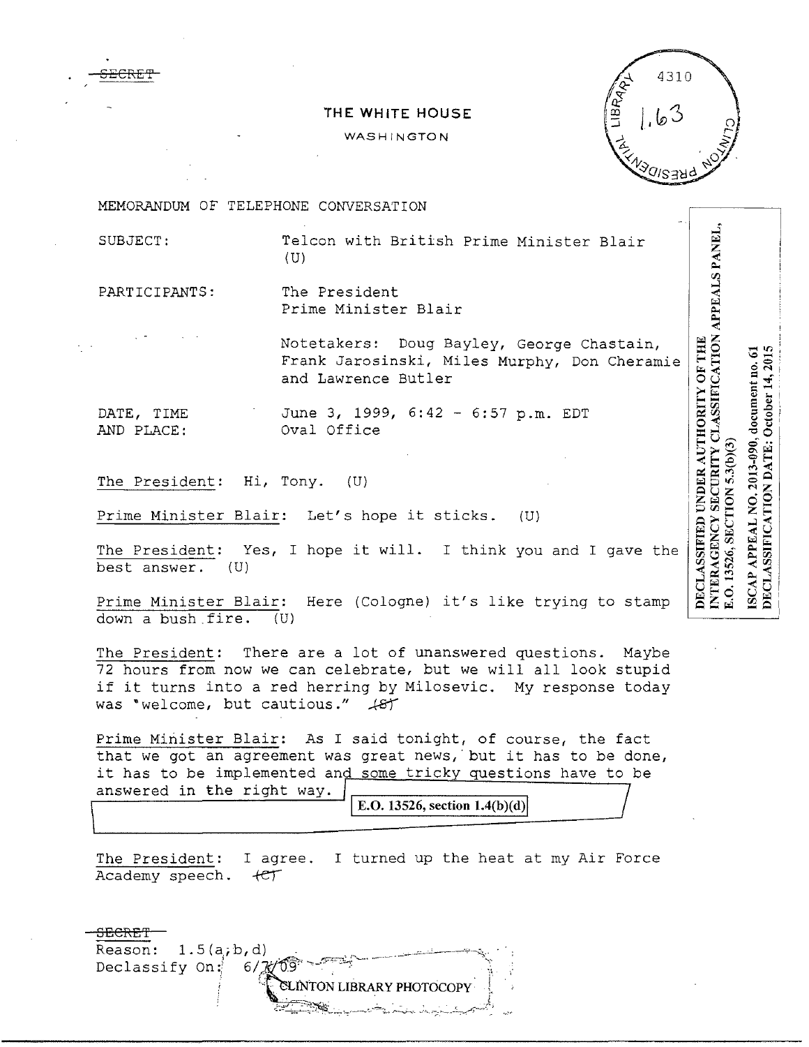~~SECRET~~

THE WHITE HOUSE

WASHINGTON

4310

1.63

CLINTON PRESIDENTIAL LIBRARY

MEMORANDUM OF TELEPHONE CONVERSATION

SUBJECT: Telcon with British Prime Minister Blair (U)

PARTICIPANTS: The President
Prime Minister Blair

Notetakers: Doug Bayley, George Chastain, Frank Jarosinski, Miles Murphy, Don Cheramie and Lawrence Butler

DATE, TIME AND PLACE: June 3, 1999, 6:42 - 6:57 p.m. EDT
Oval Office

DECLASSIFIED UNDER AUTHORITY OF THE INTERAGENCY SECURITY CLASSIFICATION APPEALS PANEL, E.O. 13526, SECTION 5.3(b)(3)

ISCAP APPEAL NO. 2013-090, document no. 61
DECLASSIFICATION DATE: October 14, 2015

The President: Hi, Tony. (U)

Prime Minister Blair: Let's hope it sticks. (U)

The President: Yes, I hope it will. I think you and I gave the best answer. (U)

Prime Minister Blair: Here (Cologne) it's like trying to stamp down a bush fire. (U)

The President: There are a lot of unanswered questions. Maybe 72 hours from now we can celebrate, but we will all look stupid if it turns into a red herring by Milosevic. My response today was "welcome, but cautious." ~~(S)~~

Prime Minister Blair: As I said tonight, of course, the fact that we got an agreement was great news, but it has to be done, it has to be implemented and some tricky questions have to be answered in the right way.

E.O. 13526, section 1.4(b)(d)

The President: I agree. I turned up the heat at my Air Force Academy speech. ~~(C)~~

~~SECRET~~
Reason: 1.5(a,b,d)
Declassify On: 6/7/09

CLINTON LIBRARY PHOTOCOPY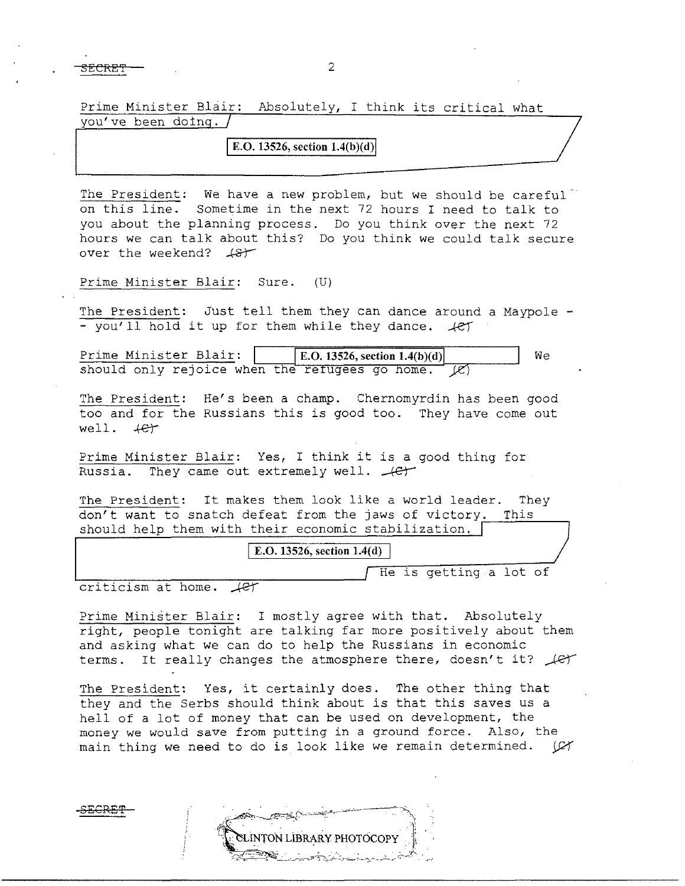SECRET

Prime Minister Blair: Absolutely, I think its critical what you've been doing.

E.O. 13526, section 1.4(b)(d)

The President: We have a new problem, but we should be careful on this line. Sometime in the next 72 hours I need to talk to you about the planning process. Do you think over the next 72 hours we can talk about this? Do you think we could talk secure over the weekend? (S)

Prime Minister Blair: Sure. (U)

The President: Just tell them they can dance around a Maypole -- you'll hold it up for them while they dance. (C)

Prime Minister Blair: E.O. 13526, section 1.4(b)(d) We should only rejoice when the refugees go home. (C)

The President: He's been a champ. Chernomyrdin has been good too and for the Russians this is good too. They have come out well. (C)

Prime Minister Blair: Yes, I think it is a good thing for Russia. They came out extremely well. (C)

The President: It makes them look like a world leader. They don't want to snatch defeat from the jaws of victory. This should help them with their economic stabilization.

E.O. 13526, section 1.4(d)

He is getting a lot of criticism at home. (C)

Prime Minister Blair: I mostly agree with that. Absolutely right, people tonight are talking far more positively about them and asking what we can do to help the Russians in economic terms. It really changes the atmosphere there, doesn't it? (C)

The President: Yes, it certainly does. The other thing that they and the Serbs should think about is that this saves us a hell of a lot of money that can be used on development, the money we would save from putting in a ground force. Also, the main thing we need to do is look like we remain determined. (C)

SECRET

CLINTON LIBRARY PHOTOCOPY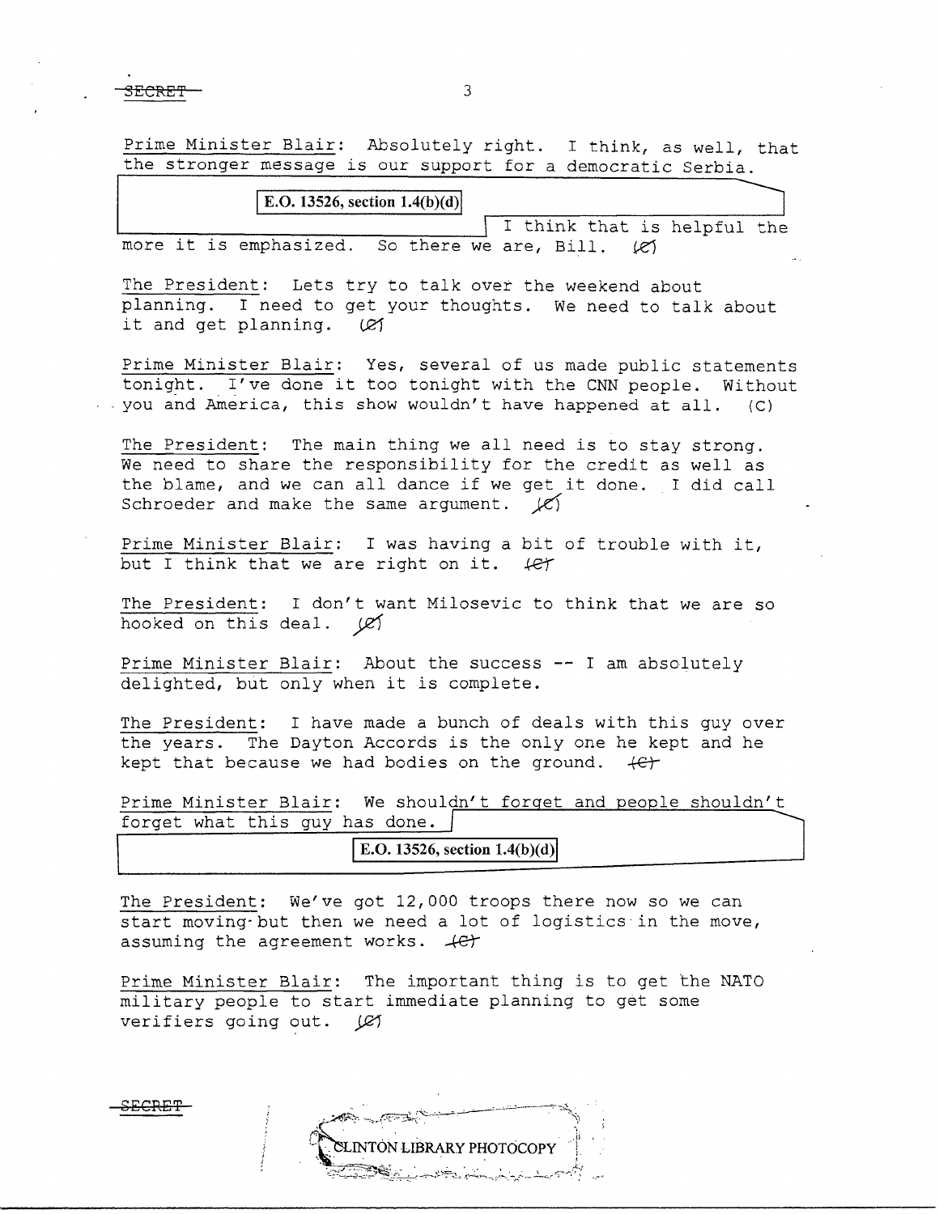Prime Minister Blair: Absolutely right. I think, as well, that the stronger message is our support for a democratic Serbia.

E.O. 13526, section 1.4(b)(d)

I think that is helpful the more it is emphasized. So there we are, Bill. (C)

The President: Lets try to talk over the weekend about planning. I need to get your thoughts. We need to talk about it and get planning. (C)

Prime Minister Blair: Yes, several of us made public statements tonight. I've done it too tonight with the CNN people. Without you and America, this show wouldn't have happened at all. (C)

The President: The main thing we all need is to stay strong. We need to share the responsibility for the credit as well as the blame, and we can all dance if we get it done. I did call Schroeder and make the same argument. (C)

Prime Minister Blair: I was having a bit of trouble with it, but I think that we are right on it. (C)

The President: I don't want Milosevic to think that we are so hooked on this deal. (C)

Prime Minister Blair: About the success -- I am absolutely delighted, but only when it is complete.

The President: I have made a bunch of deals with this guy over the years. The Dayton Accords is the only one he kept and he kept that because we had bodies on the ground. (C)

Prime Minister Blair: We shouldn't forget and people shouldn't forget what this guy has done.

E.O. 13526, section 1.4(b)(d)

The President: We've got 12,000 troops there now so we can start moving but then we need a lot of logistics in the move, assuming the agreement works. (C)

Prime Minister Blair: The important thing is to get the NATO military people to start immediate planning to get some verifiers going out. (C)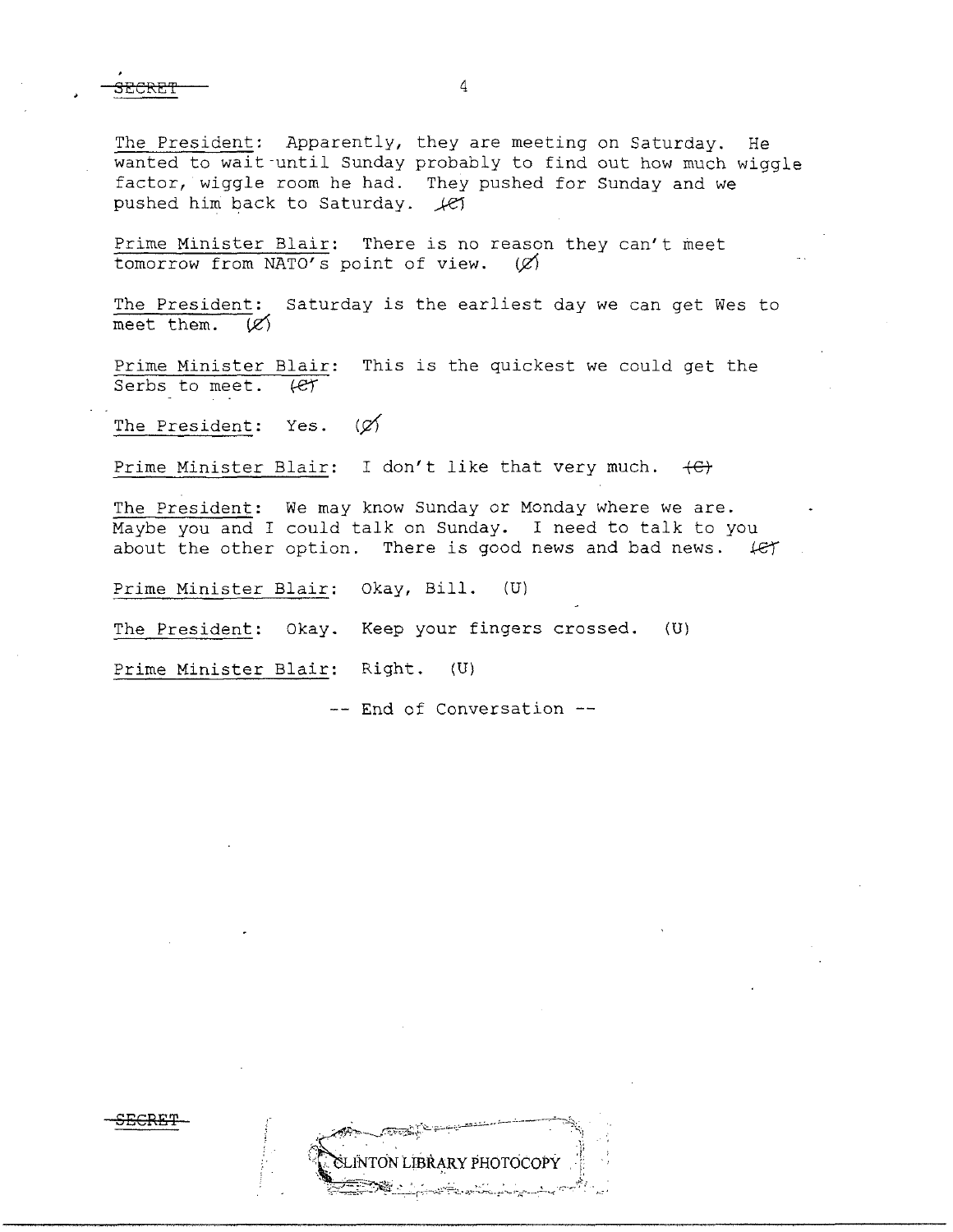The President: Apparently, they are meeting on Saturday. He wanted to wait until Sunday probably to find out how much wiggle factor, wiggle room he had. They pushed for Sunday and we pushed him back to Saturday. (C)

Prime Minister Blair: There is no reason they can't meet tomorrow from NATO's point of view. (Ø)

The President: Saturday is the earliest day we can get Wes to meet them. (Ø)

Prime Minister Blair: This is the quickest we could get the Serbs to meet. (C)

The President: Yes. (Ø)

Prime Minister Blair: I don't like that very much. (C)

The President: We may know Sunday or Monday where we are. Maybe you and I could talk on Sunday. I need to talk to you about the other option. There is good news and bad news. (C)

Prime Minister Blair: Okay, Bill. (U)

The President: Okay. Keep your fingers crossed. (U)

Prime Minister Blair: Right. (U)

-- End of Conversation --

SECRET

CLINTON LIBRARY PHOTOCOPY